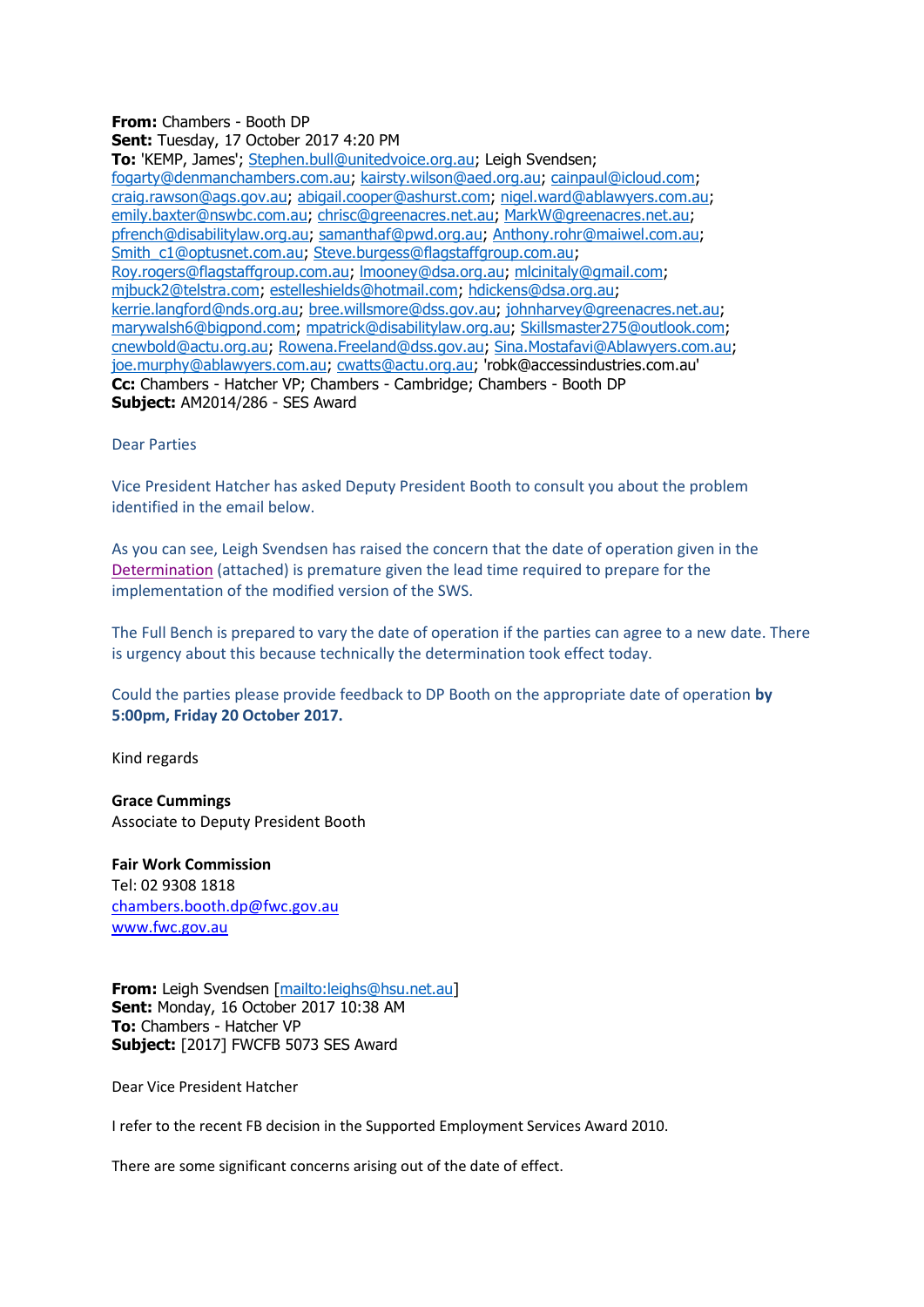**From:** Chambers - Booth DP
**Sent:** Tuesday, 17 October 2017 4:20 PM
**To:** 'KEMP, James'; Stephen.bull@unitedvoice.org.au; Leigh Svendsen; fogarty@denmanchambers.com.au; kairsty.wilson@aed.org.au; cainpaul@icloud.com; craig.rawson@ags.gov.au; abigail.cooper@ashurst.com; nigel.ward@ablawyers.com.au; emily.baxter@nswbc.com.au; chrisc@greenacres.net.au; MarkW@greenacres.net.au; pfrench@disabilitylaw.org.au; samanthaf@pwd.org.au; Anthony.rohr@maiwel.com.au; Smith_c1@optusnet.com.au; Steve.burgess@flagstaffgroup.com.au; Roy.rogers@flagstaffgroup.com.au; lmooney@dsa.org.au; mlcinitaly@gmail.com; mjbuck2@telstra.com; estelleshields@hotmail.com; hdickens@dsa.org.au; kerrie.langford@nds.org.au; bree.willsmore@dss.gov.au; johnharvey@greenacres.net.au; marywalsh6@bigpond.com; mpatrick@disabilitylaw.org.au; Skillsmaster275@outlook.com; cnewbold@actu.org.au; Rowena.Freeland@dss.gov.au; Sina.Mostafavi@Ablawyers.com.au; joe.murphy@ablawyers.com.au; cwatts@actu.org.au; 'robk@accessindustries.com.au'
**Cc:** Chambers - Hatcher VP; Chambers - Cambridge; Chambers - Booth DP
**Subject:** AM2014/286 - SES Award

Dear Parties

Vice President Hatcher has asked Deputy President Booth to consult you about the problem identified in the email below.

As you can see, Leigh Svendsen has raised the concern that the date of operation given in the Determination (attached) is premature given the lead time required to prepare for the implementation of the modified version of the SWS.

The Full Bench is prepared to vary the date of operation if the parties can agree to a new date. There is urgency about this because technically the determination took effect today.

Could the parties please provide feedback to DP Booth on the appropriate date of operation **by 5:00pm, Friday 20 October 2017.**

Kind regards

**Grace Cummings**
Associate to Deputy President Booth

**Fair Work Commission**
Tel: 02 9308 1818
chambers.booth.dp@fwc.gov.au
www.fwc.gov.au

**From:** Leigh Svendsen [mailto:leighs@hsu.net.au]
**Sent:** Monday, 16 October 2017 10:38 AM
**To:** Chambers - Hatcher VP
**Subject:** [2017] FWCFB 5073 SES Award

Dear Vice President Hatcher

I refer to the recent FB decision in the Supported Employment Services Award 2010.

There are some significant concerns arising out of the date of effect.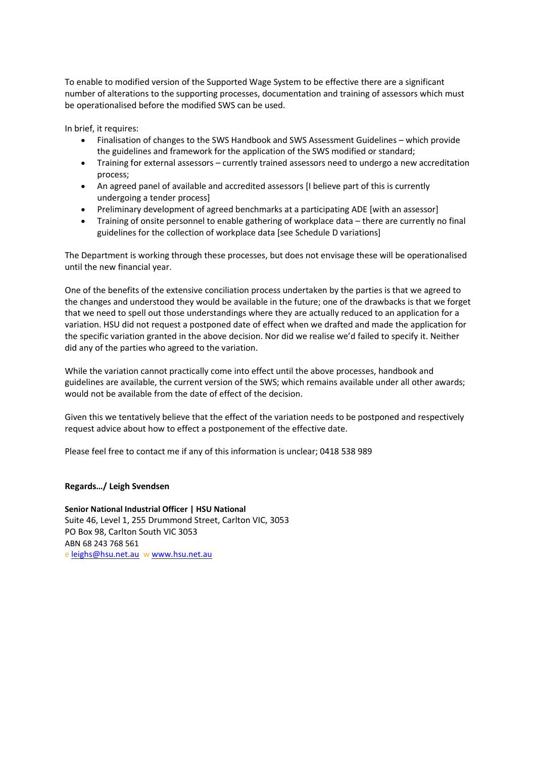To enable to modified version of the Supported Wage System to be effective there are a significant number of alterations to the supporting processes, documentation and training of assessors which must be operationalised before the modified SWS can be used.

In brief, it requires:

- Finalisation of changes to the SWS Handbook and SWS Assessment Guidelines – which provide the guidelines and framework for the application of the SWS modified or standard;
- Training for external assessors – currently trained assessors need to undergo a new accreditation process;
- An agreed panel of available and accredited assessors [I believe part of this is currently undergoing a tender process]
- Preliminary development of agreed benchmarks at a participating ADE [with an assessor]
- Training of onsite personnel to enable gathering of workplace data – there are currently no final guidelines for the collection of workplace data [see Schedule D variations]

The Department is working through these processes, but does not envisage these will be operationalised until the new financial year.

One of the benefits of the extensive conciliation process undertaken by the parties is that we agreed to the changes and understood they would be available in the future; one of the drawbacks is that we forget that we need to spell out those understandings where they are actually reduced to an application for a variation. HSU did not request a postponed date of effect when we drafted and made the application for the specific variation granted in the above decision. Nor did we realise we'd failed to specify it. Neither did any of the parties who agreed to the variation.

While the variation cannot practically come into effect until the above processes, handbook and guidelines are available, the current version of the SWS; which remains available under all other awards; would not be available from the date of effect of the decision.

Given this we tentatively believe that the effect of the variation needs to be postponed and respectively request advice about how to effect a postponement of the effective date.

Please feel free to contact me if any of this information is unclear; 0418 538 989

**Regards…/ Leigh Svendsen**

**Senior National Industrial Officer | HSU National**
Suite 46, Level 1, 255 Drummond Street, Carlton VIC, 3053
PO Box 98, Carlton South VIC 3053
ABN 68 243 768 561
e leighs@hsu.net.au w www.hsu.net.au